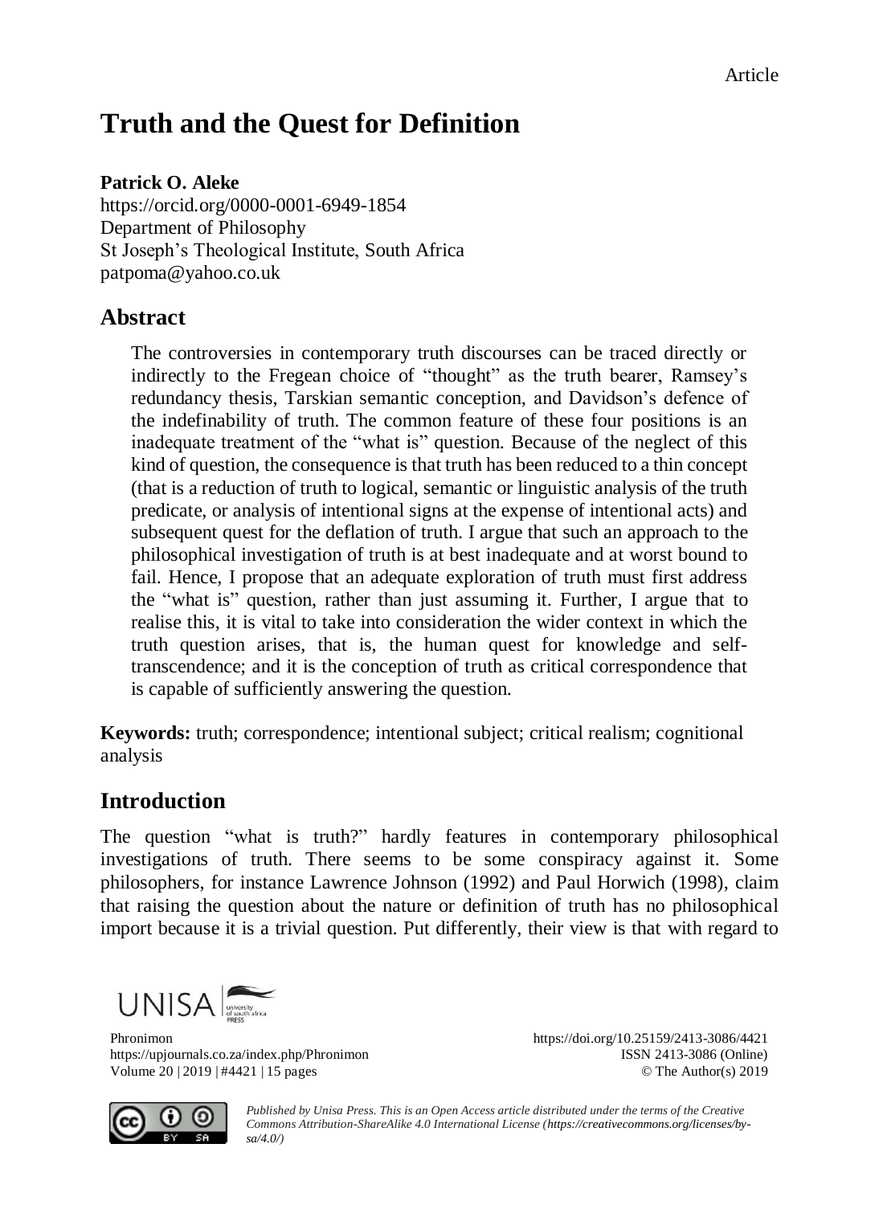Article

# Truth and the Quest for Definition

**Patrick O. Aleke**
https://orcid.org/0000-0001-6949-1854
Department of Philosophy
St Joseph's Theological Institute, South Africa
patpoma@yahoo.co.uk

## Abstract

The controversies in contemporary truth discourses can be traced directly or indirectly to the Fregean choice of "thought" as the truth bearer, Ramsey's redundancy thesis, Tarskian semantic conception, and Davidson's defence of the indefinability of truth. The common feature of these four positions is an inadequate treatment of the "what is" question. Because of the neglect of this kind of question, the consequence is that truth has been reduced to a thin concept (that is a reduction of truth to logical, semantic or linguistic analysis of the truth predicate, or analysis of intentional signs at the expense of intentional acts) and subsequent quest for the deflation of truth. I argue that such an approach to the philosophical investigation of truth is at best inadequate and at worst bound to fail. Hence, I propose that an adequate exploration of truth must first address the "what is" question, rather than just assuming it. Further, I argue that to realise this, it is vital to take into consideration the wider context in which the truth question arises, that is, the human quest for knowledge and self-transcendence; and it is the conception of truth as critical correspondence that is capable of sufficiently answering the question.

**Keywords:** truth; correspondence; intentional subject; critical realism; cognitional analysis

## Introduction

The question "what is truth?" hardly features in contemporary philosophical investigations of truth. There seems to be some conspiracy against it. Some philosophers, for instance Lawrence Johnson (1992) and Paul Horwich (1998), claim that raising the question about the nature or definition of truth has no philosophical import because it is a trivial question. Put differently, their view is that with regard to

Published by Unisa Press. This is an Open Access article distributed under the terms of the Creative Commons Attribution-ShareAlike 4.0 International License (https://creativecommons.org/licenses/by-sa/4.0/)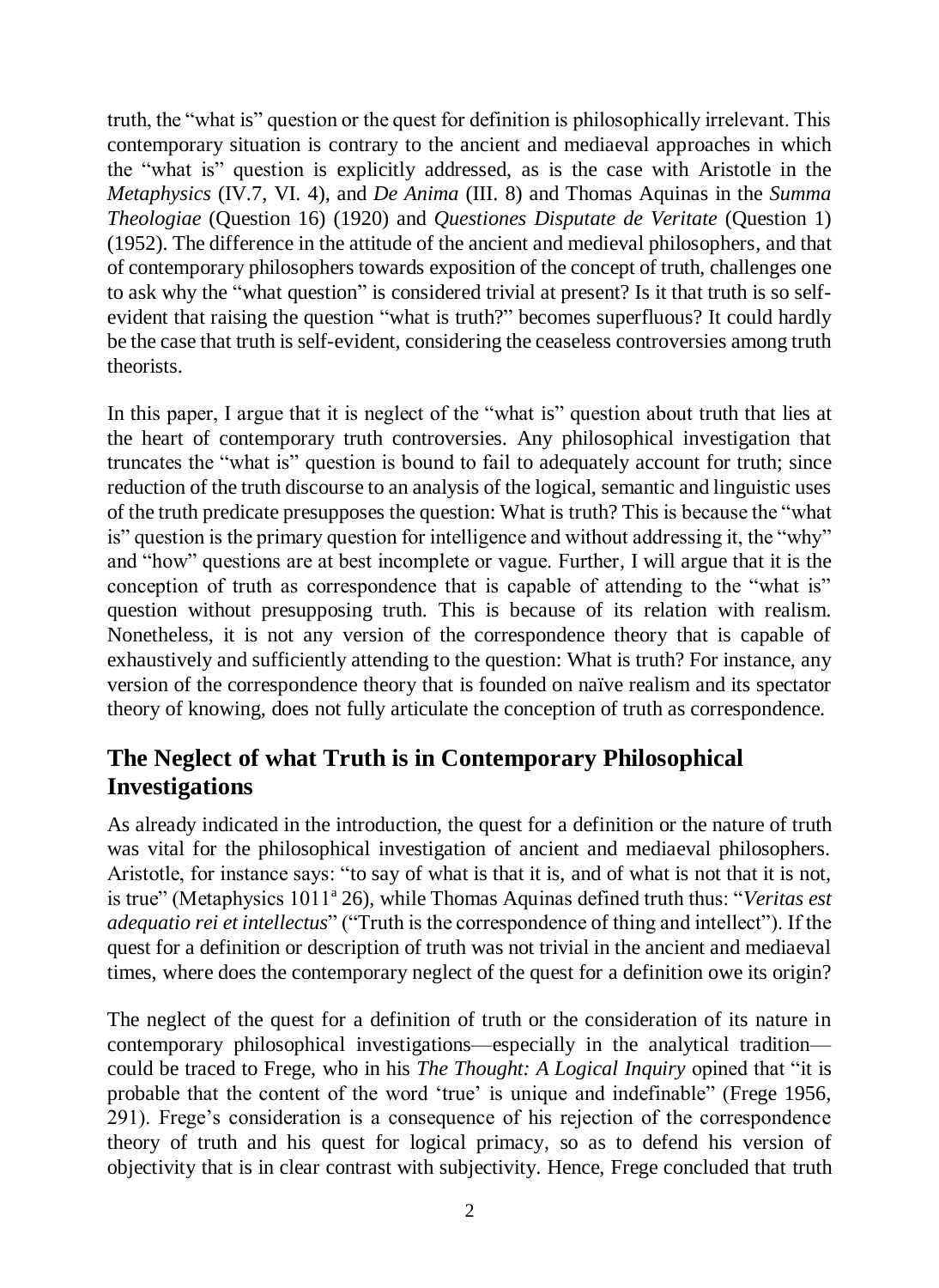truth, the "what is" question or the quest for definition is philosophically irrelevant. This contemporary situation is contrary to the ancient and mediaeval approaches in which the "what is" question is explicitly addressed, as is the case with Aristotle in the *Metaphysics* (IV.7, VI. 4), and *De Anima* (III. 8) and Thomas Aquinas in the *Summa Theologiae* (Question 16) (1920) and *Questiones Disputate de Veritate* (Question 1) (1952). The difference in the attitude of the ancient and medieval philosophers, and that of contemporary philosophers towards exposition of the concept of truth, challenges one to ask why the "what question" is considered trivial at present? Is it that truth is so self-evident that raising the question "what is truth?" becomes superfluous? It could hardly be the case that truth is self-evident, considering the ceaseless controversies among truth theorists.

In this paper, I argue that it is neglect of the "what is" question about truth that lies at the heart of contemporary truth controversies. Any philosophical investigation that truncates the "what is" question is bound to fail to adequately account for truth; since reduction of the truth discourse to an analysis of the logical, semantic and linguistic uses of the truth predicate presupposes the question: What is truth? This is because the "what is" question is the primary question for intelligence and without addressing it, the "why" and "how" questions are at best incomplete or vague. Further, I will argue that it is the conception of truth as correspondence that is capable of attending to the "what is" question without presupposing truth. This is because of its relation with realism. Nonetheless, it is not any version of the correspondence theory that is capable of exhaustively and sufficiently attending to the question: What is truth? For instance, any version of the correspondence theory that is founded on naïve realism and its spectator theory of knowing, does not fully articulate the conception of truth as correspondence.

## The Neglect of what Truth is in Contemporary Philosophical Investigations

As already indicated in the introduction, the quest for a definition or the nature of truth was vital for the philosophical investigation of ancient and mediaeval philosophers. Aristotle, for instance says: "to say of what is that it is, and of what is not that it is not, is true" (Metaphysics 1011$^{a}$ 26), while Thomas Aquinas defined truth thus: "*Veritas est adequatio rei et intellectus*" ("Truth is the correspondence of thing and intellect"). If the quest for a definition or description of truth was not trivial in the ancient and mediaeval times, where does the contemporary neglect of the quest for a definition owe its origin?

The neglect of the quest for a definition of truth or the consideration of its nature in contemporary philosophical investigations—especially in the analytical tradition—could be traced to Frege, who in his *The Thought: A Logical Inquiry* opined that "it is probable that the content of the word 'true' is unique and indefinable" (Frege 1956, 291). Frege's consideration is a consequence of his rejection of the correspondence theory of truth and his quest for logical primacy, so as to defend his version of objectivity that is in clear contrast with subjectivity. Hence, Frege concluded that truth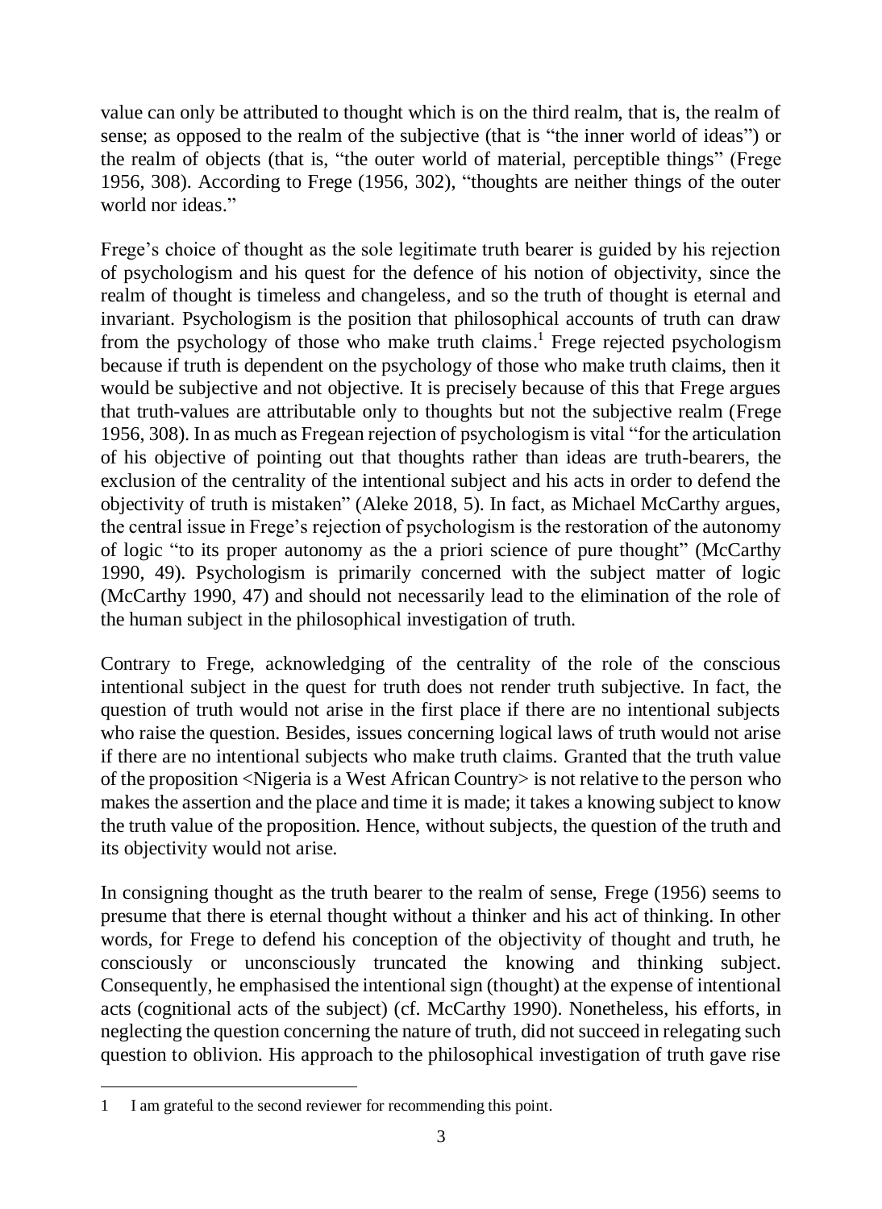value can only be attributed to thought which is on the third realm, that is, the realm of sense; as opposed to the realm of the subjective (that is "the inner world of ideas") or the realm of objects (that is, "the outer world of material, perceptible things" (Frege 1956, 308). According to Frege (1956, 302), "thoughts are neither things of the outer world nor ideas."

Frege's choice of thought as the sole legitimate truth bearer is guided by his rejection of psychologism and his quest for the defence of his notion of objectivity, since the realm of thought is timeless and changeless, and so the truth of thought is eternal and invariant. Psychologism is the position that philosophical accounts of truth can draw from the psychology of those who make truth claims.[1] Frege rejected psychologism because if truth is dependent on the psychology of those who make truth claims, then it would be subjective and not objective. It is precisely because of this that Frege argues that truth-values are attributable only to thoughts but not the subjective realm (Frege 1956, 308). In as much as Fregean rejection of psychologism is vital "for the articulation of his objective of pointing out that thoughts rather than ideas are truth-bearers, the exclusion of the centrality of the intentional subject and his acts in order to defend the objectivity of truth is mistaken" (Aleke 2018, 5). In fact, as Michael McCarthy argues, the central issue in Frege's rejection of psychologism is the restoration of the autonomy of logic "to its proper autonomy as the a priori science of pure thought" (McCarthy 1990, 49). Psychologism is primarily concerned with the subject matter of logic (McCarthy 1990, 47) and should not necessarily lead to the elimination of the role of the human subject in the philosophical investigation of truth.

Contrary to Frege, acknowledging of the centrality of the role of the conscious intentional subject in the quest for truth does not render truth subjective. In fact, the question of truth would not arise in the first place if there are no intentional subjects who raise the question. Besides, issues concerning logical laws of truth would not arise if there are no intentional subjects who make truth claims. Granted that the truth value of the proposition <Nigeria is a West African Country> is not relative to the person who makes the assertion and the place and time it is made; it takes a knowing subject to know the truth value of the proposition. Hence, without subjects, the question of the truth and its objectivity would not arise.

In consigning thought as the truth bearer to the realm of sense, Frege (1956) seems to presume that there is eternal thought without a thinker and his act of thinking. In other words, for Frege to defend his conception of the objectivity of thought and truth, he consciously or unconsciously truncated the knowing and thinking subject. Consequently, he emphasised the intentional sign (thought) at the expense of intentional acts (cognitional acts of the subject) (cf. McCarthy 1990). Nonetheless, his efforts, in neglecting the question concerning the nature of truth, did not succeed in relegating such question to oblivion. His approach to the philosophical investigation of truth gave rise

---

1 I am grateful to the second reviewer for recommending this point.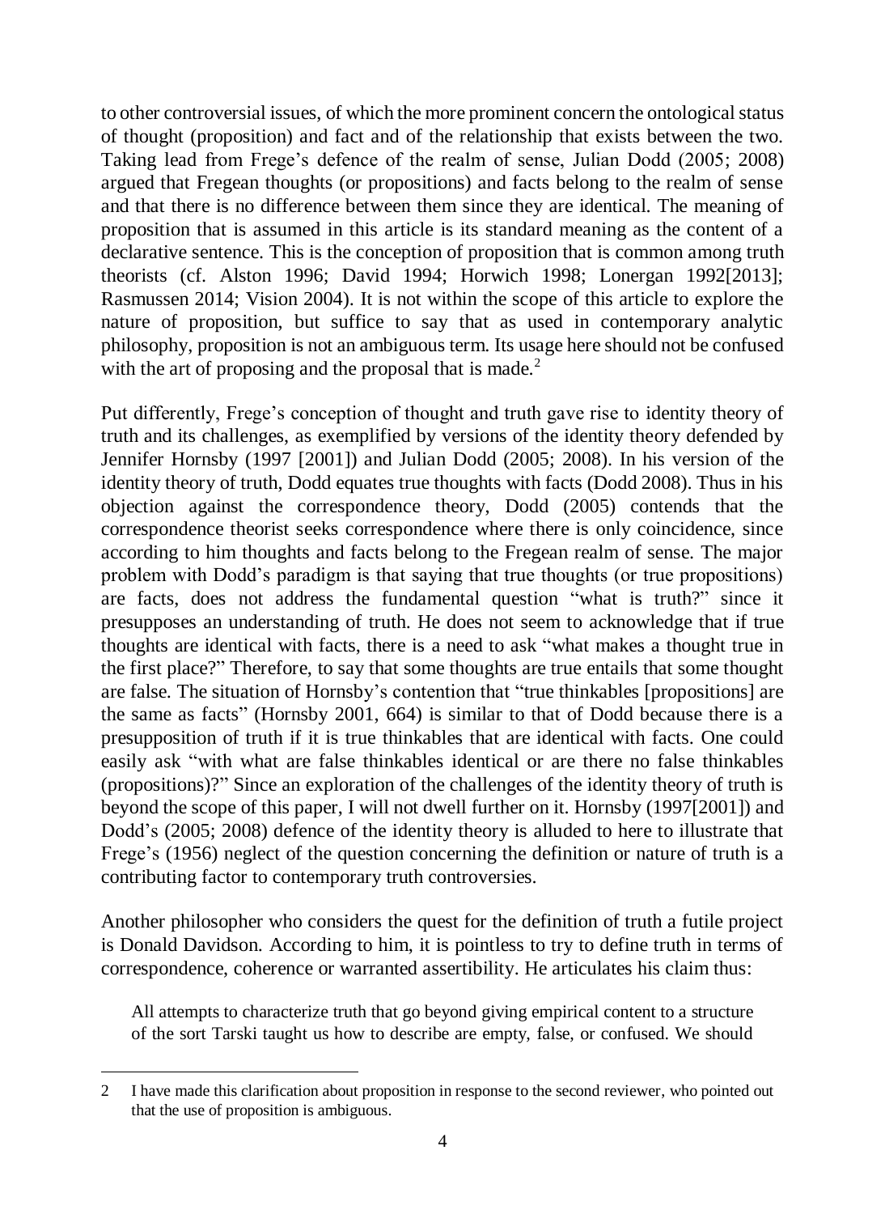to other controversial issues, of which the more prominent concern the ontological status of thought (proposition) and fact and of the relationship that exists between the two. Taking lead from Frege's defence of the realm of sense, Julian Dodd (2005; 2008) argued that Fregean thoughts (or propositions) and facts belong to the realm of sense and that there is no difference between them since they are identical. The meaning of proposition that is assumed in this article is its standard meaning as the content of a declarative sentence. This is the conception of proposition that is common among truth theorists (cf. Alston 1996; David 1994; Horwich 1998; Lonergan 1992[2013]; Rasmussen 2014; Vision 2004). It is not within the scope of this article to explore the nature of proposition, but suffice to say that as used in contemporary analytic philosophy, proposition is not an ambiguous term. Its usage here should not be confused with the art of proposing and the proposal that is made.[2]

Put differently, Frege's conception of thought and truth gave rise to identity theory of truth and its challenges, as exemplified by versions of the identity theory defended by Jennifer Hornsby (1997 [2001]) and Julian Dodd (2005; 2008). In his version of the identity theory of truth, Dodd equates true thoughts with facts (Dodd 2008). Thus in his objection against the correspondence theory, Dodd (2005) contends that the correspondence theorist seeks correspondence where there is only coincidence, since according to him thoughts and facts belong to the Fregean realm of sense. The major problem with Dodd's paradigm is that saying that true thoughts (or true propositions) are facts, does not address the fundamental question "what is truth?" since it presupposes an understanding of truth. He does not seem to acknowledge that if true thoughts are identical with facts, there is a need to ask "what makes a thought true in the first place?" Therefore, to say that some thoughts are true entails that some thought are false. The situation of Hornsby's contention that "true thinkables [propositions] are the same as facts" (Hornsby 2001, 664) is similar to that of Dodd because there is a presupposition of truth if it is true thinkables that are identical with facts. One could easily ask "with what are false thinkables identical or are there no false thinkables (propositions)?" Since an exploration of the challenges of the identity theory of truth is beyond the scope of this paper, I will not dwell further on it. Hornsby (1997[2001]) and Dodd's (2005; 2008) defence of the identity theory is alluded to here to illustrate that Frege's (1956) neglect of the question concerning the definition or nature of truth is a contributing factor to contemporary truth controversies.

Another philosopher who considers the quest for the definition of truth a futile project is Donald Davidson. According to him, it is pointless to try to define truth in terms of correspondence, coherence or warranted assertibility. He articulates his claim thus:

> All attempts to characterize truth that go beyond giving empirical content to a structure of the sort Tarski taught us how to describe are empty, false, or confused. We should

---

2 I have made this clarification about proposition in response to the second reviewer, who pointed out that the use of proposition is ambiguous.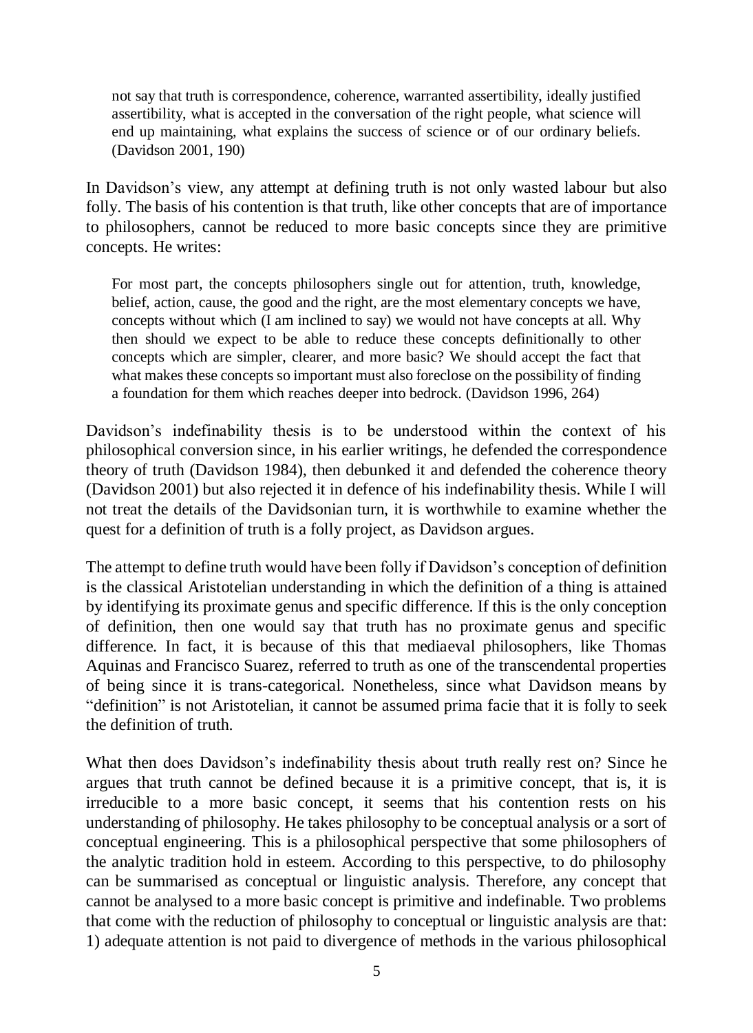> not say that truth is correspondence, coherence, warranted assertibility, ideally justified assertibility, what is accepted in the conversation of the right people, what science will end up maintaining, what explains the success of science or of our ordinary beliefs. (Davidson 2001, 190)

In Davidson's view, any attempt at defining truth is not only wasted labour but also folly. The basis of his contention is that truth, like other concepts that are of importance to philosophers, cannot be reduced to more basic concepts since they are primitive concepts. He writes:

> For most part, the concepts philosophers single out for attention, truth, knowledge, belief, action, cause, the good and the right, are the most elementary concepts we have, concepts without which (I am inclined to say) we would not have concepts at all. Why then should we expect to be able to reduce these concepts definitionally to other concepts which are simpler, clearer, and more basic? We should accept the fact that what makes these concepts so important must also foreclose on the possibility of finding a foundation for them which reaches deeper into bedrock. (Davidson 1996, 264)

Davidson's indefinability thesis is to be understood within the context of his philosophical conversion since, in his earlier writings, he defended the correspondence theory of truth (Davidson 1984), then debunked it and defended the coherence theory (Davidson 2001) but also rejected it in defence of his indefinability thesis. While I will not treat the details of the Davidsonian turn, it is worthwhile to examine whether the quest for a definition of truth is a folly project, as Davidson argues.

The attempt to define truth would have been folly if Davidson's conception of definition is the classical Aristotelian understanding in which the definition of a thing is attained by identifying its proximate genus and specific difference. If this is the only conception of definition, then one would say that truth has no proximate genus and specific difference. In fact, it is because of this that mediaeval philosophers, like Thomas Aquinas and Francisco Suarez, referred to truth as one of the transcendental properties of being since it is trans-categorical. Nonetheless, since what Davidson means by "definition" is not Aristotelian, it cannot be assumed prima facie that it is folly to seek the definition of truth.

What then does Davidson's indefinability thesis about truth really rest on? Since he argues that truth cannot be defined because it is a primitive concept, that is, it is irreducible to a more basic concept, it seems that his contention rests on his understanding of philosophy. He takes philosophy to be conceptual analysis or a sort of conceptual engineering. This is a philosophical perspective that some philosophers of the analytic tradition hold in esteem. According to this perspective, to do philosophy can be summarised as conceptual or linguistic analysis. Therefore, any concept that cannot be analysed to a more basic concept is primitive and indefinable. Two problems that come with the reduction of philosophy to conceptual or linguistic analysis are that: 1) adequate attention is not paid to divergence of methods in the various philosophical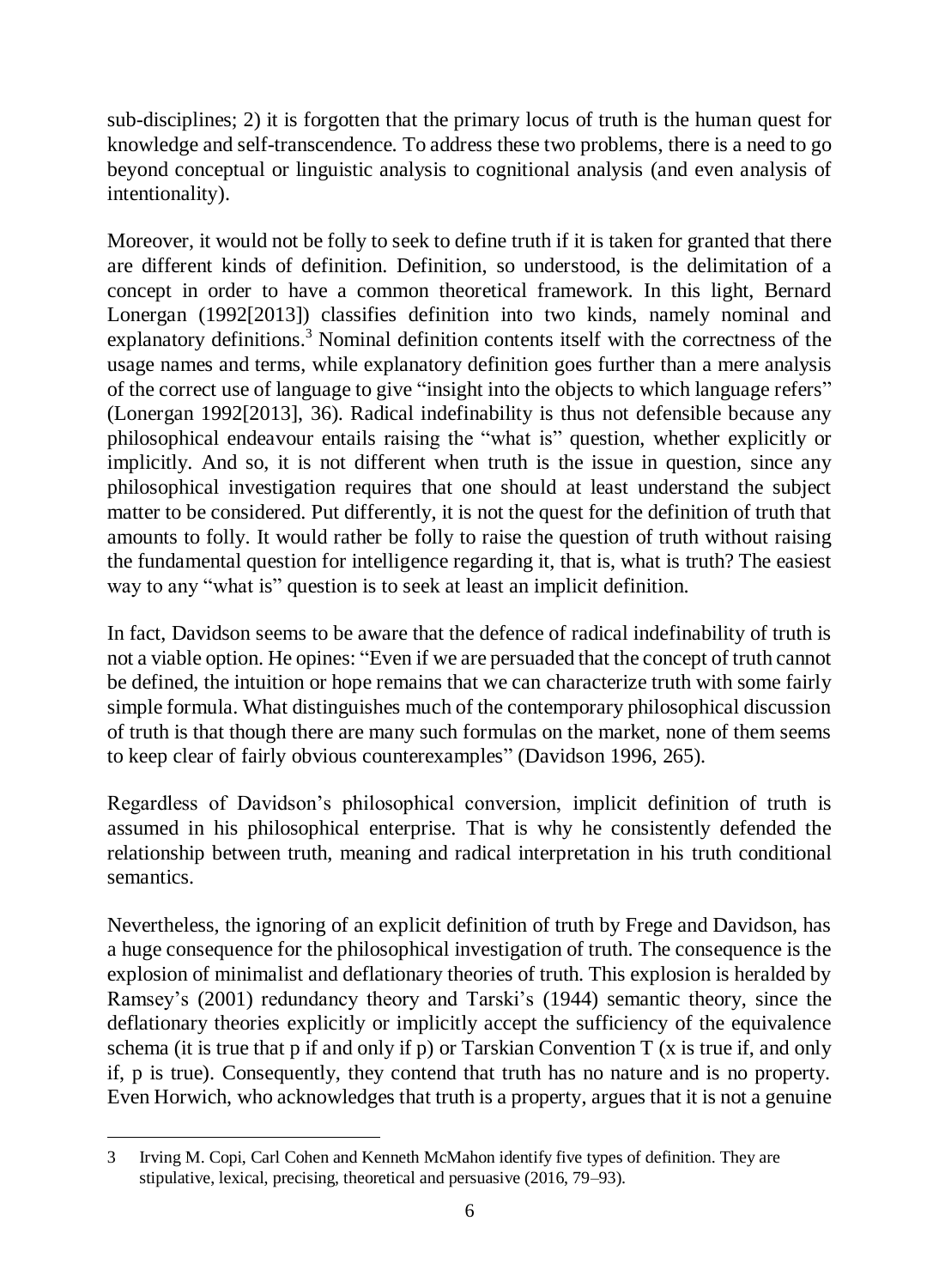sub-disciplines; 2) it is forgotten that the primary locus of truth is the human quest for knowledge and self-transcendence. To address these two problems, there is a need to go beyond conceptual or linguistic analysis to cognitional analysis (and even analysis of intentionality).

Moreover, it would not be folly to seek to define truth if it is taken for granted that there are different kinds of definition. Definition, so understood, is the delimitation of a concept in order to have a common theoretical framework. In this light, Bernard Lonergan (1992[2013]) classifies definition into two kinds, namely nominal and explanatory definitions.[3] Nominal definition contents itself with the correctness of the usage names and terms, while explanatory definition goes further than a mere analysis of the correct use of language to give "insight into the objects to which language refers" (Lonergan 1992[2013], 36). Radical indefinability is thus not defensible because any philosophical endeavour entails raising the "what is" question, whether explicitly or implicitly. And so, it is not different when truth is the issue in question, since any philosophical investigation requires that one should at least understand the subject matter to be considered. Put differently, it is not the quest for the definition of truth that amounts to folly. It would rather be folly to raise the question of truth without raising the fundamental question for intelligence regarding it, that is, what is truth? The easiest way to any "what is" question is to seek at least an implicit definition.

In fact, Davidson seems to be aware that the defence of radical indefinability of truth is not a viable option. He opines: "Even if we are persuaded that the concept of truth cannot be defined, the intuition or hope remains that we can characterize truth with some fairly simple formula. What distinguishes much of the contemporary philosophical discussion of truth is that though there are many such formulas on the market, none of them seems to keep clear of fairly obvious counterexamples" (Davidson 1996, 265).

Regardless of Davidson's philosophical conversion, implicit definition of truth is assumed in his philosophical enterprise. That is why he consistently defended the relationship between truth, meaning and radical interpretation in his truth conditional semantics.

Nevertheless, the ignoring of an explicit definition of truth by Frege and Davidson, has a huge consequence for the philosophical investigation of truth. The consequence is the explosion of minimalist and deflationary theories of truth. This explosion is heralded by Ramsey's (2001) redundancy theory and Tarski's (1944) semantic theory, since the deflationary theories explicitly or implicitly accept the sufficiency of the equivalence schema (it is true that p if and only if p) or Tarskian Convention T (x is true if, and only if, p is true). Consequently, they contend that truth has no nature and is no property. Even Horwich, who acknowledges that truth is a property, argues that it is not a genuine

---

3 Irving M. Copi, Carl Cohen and Kenneth McMahon identify five types of definition. They are stipulative, lexical, precising, theoretical and persuasive (2016, 79–93).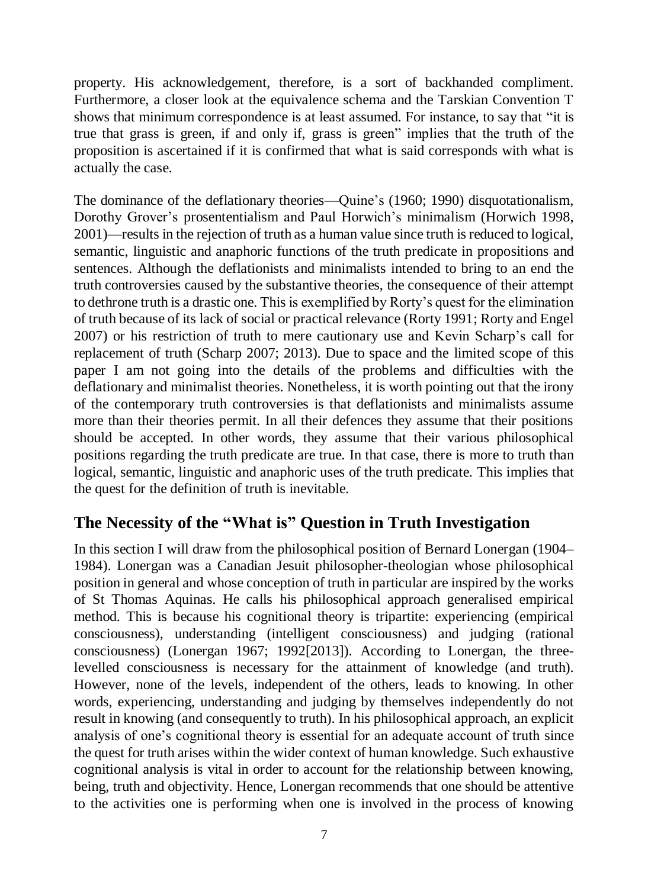property. His acknowledgement, therefore, is a sort of backhanded compliment. Furthermore, a closer look at the equivalence schema and the Tarskian Convention T shows that minimum correspondence is at least assumed. For instance, to say that "it is true that grass is green, if and only if, grass is green" implies that the truth of the proposition is ascertained if it is confirmed that what is said corresponds with what is actually the case.

The dominance of the deflationary theories—Quine's (1960; 1990) disquotationalism, Dorothy Grover's prosententialism and Paul Horwich's minimalism (Horwich 1998, 2001)—results in the rejection of truth as a human value since truth is reduced to logical, semantic, linguistic and anaphoric functions of the truth predicate in propositions and sentences. Although the deflationists and minimalists intended to bring to an end the truth controversies caused by the substantive theories, the consequence of their attempt to dethrone truth is a drastic one. This is exemplified by Rorty's quest for the elimination of truth because of its lack of social or practical relevance (Rorty 1991; Rorty and Engel 2007) or his restriction of truth to mere cautionary use and Kevin Scharp's call for replacement of truth (Scharp 2007; 2013). Due to space and the limited scope of this paper I am not going into the details of the problems and difficulties with the deflationary and minimalist theories. Nonetheless, it is worth pointing out that the irony of the contemporary truth controversies is that deflationists and minimalists assume more than their theories permit. In all their defences they assume that their positions should be accepted. In other words, they assume that their various philosophical positions regarding the truth predicate are true. In that case, there is more to truth than logical, semantic, linguistic and anaphoric uses of the truth predicate. This implies that the quest for the definition of truth is inevitable.

## The Necessity of the "What is" Question in Truth Investigation

In this section I will draw from the philosophical position of Bernard Lonergan (1904–1984). Lonergan was a Canadian Jesuit philosopher-theologian whose philosophical position in general and whose conception of truth in particular are inspired by the works of St Thomas Aquinas. He calls his philosophical approach generalised empirical method. This is because his cognitional theory is tripartite: experiencing (empirical consciousness), understanding (intelligent consciousness) and judging (rational consciousness) (Lonergan 1967; 1992[2013]). According to Lonergan, the three-levelled consciousness is necessary for the attainment of knowledge (and truth). However, none of the levels, independent of the others, leads to knowing. In other words, experiencing, understanding and judging by themselves independently do not result in knowing (and consequently to truth). In his philosophical approach, an explicit analysis of one's cognitional theory is essential for an adequate account of truth since the quest for truth arises within the wider context of human knowledge. Such exhaustive cognitional analysis is vital in order to account for the relationship between knowing, being, truth and objectivity. Hence, Lonergan recommends that one should be attentive to the activities one is performing when one is involved in the process of knowing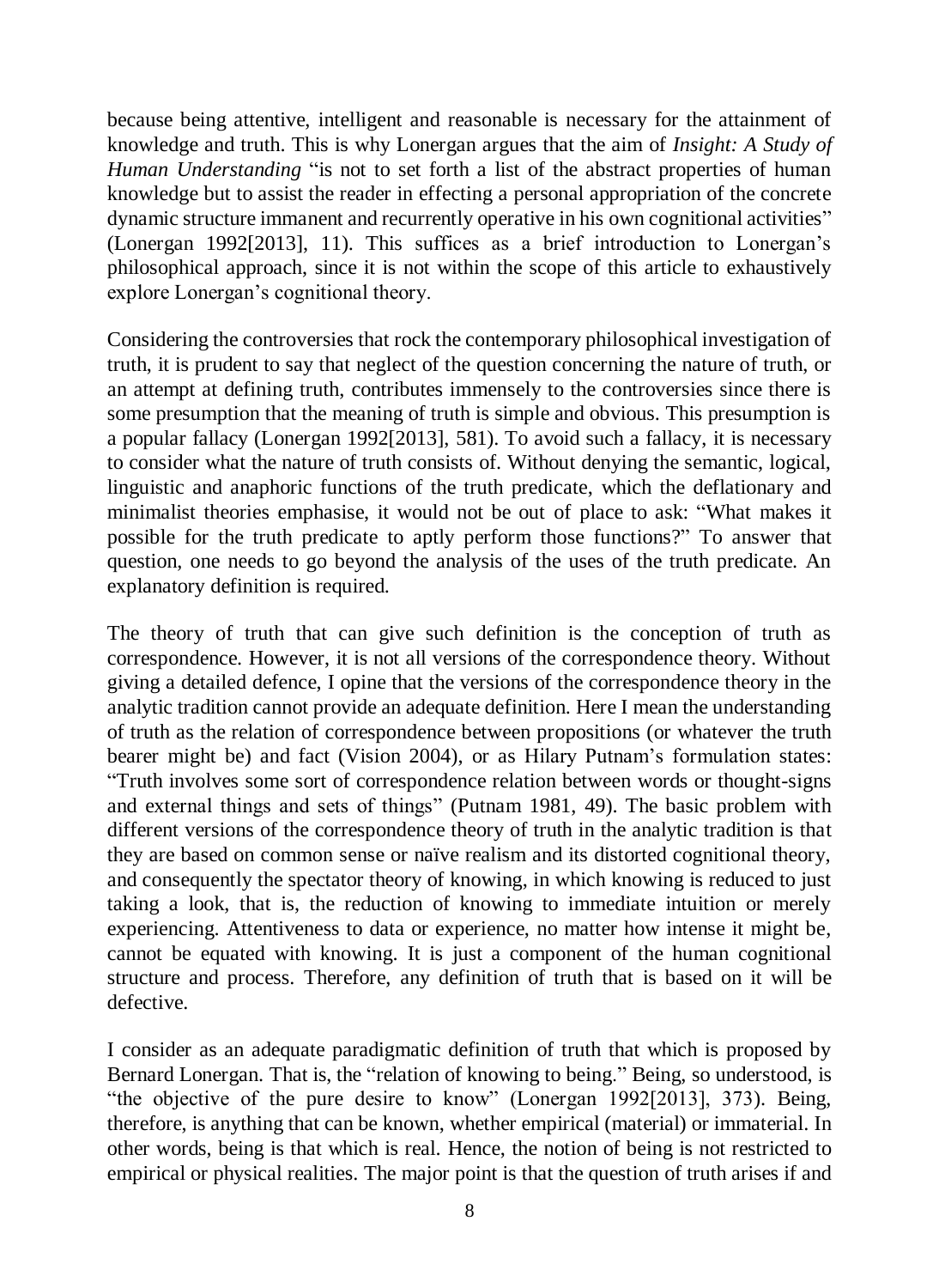because being attentive, intelligent and reasonable is necessary for the attainment of knowledge and truth. This is why Lonergan argues that the aim of *Insight: A Study of Human Understanding* "is not to set forth a list of the abstract properties of human knowledge but to assist the reader in effecting a personal appropriation of the concrete dynamic structure immanent and recurrently operative in his own cognitional activities" (Lonergan 1992[2013], 11). This suffices as a brief introduction to Lonergan's philosophical approach, since it is not within the scope of this article to exhaustively explore Lonergan's cognitional theory.

Considering the controversies that rock the contemporary philosophical investigation of truth, it is prudent to say that neglect of the question concerning the nature of truth, or an attempt at defining truth, contributes immensely to the controversies since there is some presumption that the meaning of truth is simple and obvious. This presumption is a popular fallacy (Lonergan 1992[2013], 581). To avoid such a fallacy, it is necessary to consider what the nature of truth consists of. Without denying the semantic, logical, linguistic and anaphoric functions of the truth predicate, which the deflationary and minimalist theories emphasise, it would not be out of place to ask: "What makes it possible for the truth predicate to aptly perform those functions?" To answer that question, one needs to go beyond the analysis of the uses of the truth predicate. An explanatory definition is required.

The theory of truth that can give such definition is the conception of truth as correspondence. However, it is not all versions of the correspondence theory. Without giving a detailed defence, I opine that the versions of the correspondence theory in the analytic tradition cannot provide an adequate definition. Here I mean the understanding of truth as the relation of correspondence between propositions (or whatever the truth bearer might be) and fact (Vision 2004), or as Hilary Putnam's formulation states: "Truth involves some sort of correspondence relation between words or thought-signs and external things and sets of things" (Putnam 1981, 49). The basic problem with different versions of the correspondence theory of truth in the analytic tradition is that they are based on common sense or naïve realism and its distorted cognitional theory, and consequently the spectator theory of knowing, in which knowing is reduced to just taking a look, that is, the reduction of knowing to immediate intuition or merely experiencing. Attentiveness to data or experience, no matter how intense it might be, cannot be equated with knowing. It is just a component of the human cognitional structure and process. Therefore, any definition of truth that is based on it will be defective.

I consider as an adequate paradigmatic definition of truth that which is proposed by Bernard Lonergan. That is, the "relation of knowing to being." Being, so understood, is "the objective of the pure desire to know" (Lonergan 1992[2013], 373). Being, therefore, is anything that can be known, whether empirical (material) or immaterial. In other words, being is that which is real. Hence, the notion of being is not restricted to empirical or physical realities. The major point is that the question of truth arises if and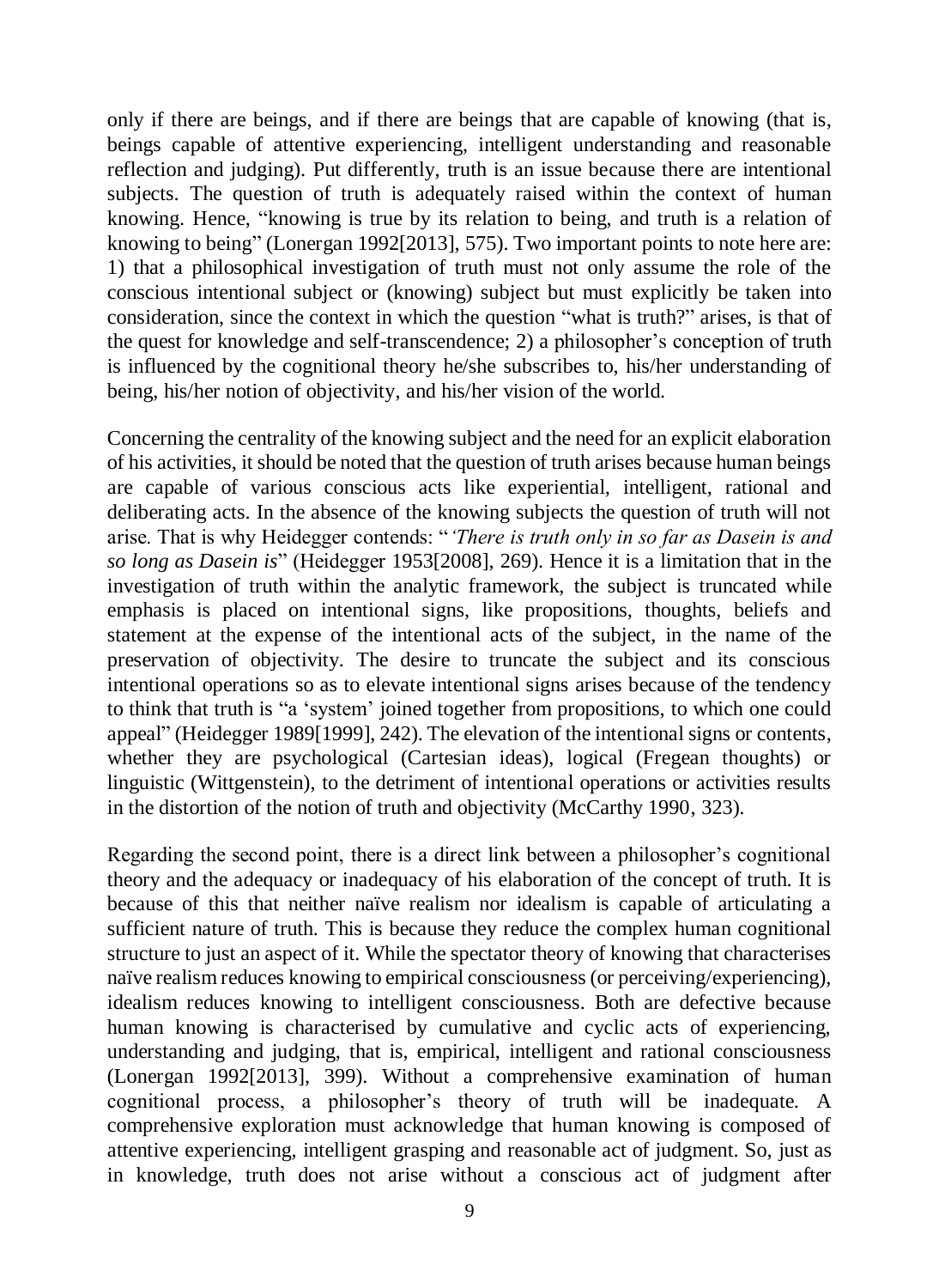only if there are beings, and if there are beings that are capable of knowing (that is, beings capable of attentive experiencing, intelligent understanding and reasonable reflection and judging). Put differently, truth is an issue because there are intentional subjects. The question of truth is adequately raised within the context of human knowing. Hence, "knowing is true by its relation to being, and truth is a relation of knowing to being" (Lonergan 1992[2013], 575). Two important points to note here are: 1) that a philosophical investigation of truth must not only assume the role of the conscious intentional subject or (knowing) subject but must explicitly be taken into consideration, since the context in which the question "what is truth?" arises, is that of the quest for knowledge and self-transcendence; 2) a philosopher's conception of truth is influenced by the cognitional theory he/she subscribes to, his/her understanding of being, his/her notion of objectivity, and his/her vision of the world.

Concerning the centrality of the knowing subject and the need for an explicit elaboration of his activities, it should be noted that the question of truth arises because human beings are capable of various conscious acts like experiential, intelligent, rational and deliberating acts. In the absence of the knowing subjects the question of truth will not arise. That is why Heidegger contends: "*'There is truth only in so far as Dasein is and so long as Dasein is*" (Heidegger 1953[2008], 269). Hence it is a limitation that in the investigation of truth within the analytic framework, the subject is truncated while emphasis is placed on intentional signs, like propositions, thoughts, beliefs and statement at the expense of the intentional acts of the subject, in the name of the preservation of objectivity. The desire to truncate the subject and its conscious intentional operations so as to elevate intentional signs arises because of the tendency to think that truth is "a 'system' joined together from propositions, to which one could appeal" (Heidegger 1989[1999], 242). The elevation of the intentional signs or contents, whether they are psychological (Cartesian ideas), logical (Fregean thoughts) or linguistic (Wittgenstein), to the detriment of intentional operations or activities results in the distortion of the notion of truth and objectivity (McCarthy 1990, 323).

Regarding the second point, there is a direct link between a philosopher's cognitional theory and the adequacy or inadequacy of his elaboration of the concept of truth. It is because of this that neither naïve realism nor idealism is capable of articulating a sufficient nature of truth. This is because they reduce the complex human cognitional structure to just an aspect of it. While the spectator theory of knowing that characterises naïve realism reduces knowing to empirical consciousness (or perceiving/experiencing), idealism reduces knowing to intelligent consciousness. Both are defective because human knowing is characterised by cumulative and cyclic acts of experiencing, understanding and judging, that is, empirical, intelligent and rational consciousness (Lonergan 1992[2013], 399). Without a comprehensive examination of human cognitional process, a philosopher's theory of truth will be inadequate. A comprehensive exploration must acknowledge that human knowing is composed of attentive experiencing, intelligent grasping and reasonable act of judgment. So, just as in knowledge, truth does not arise without a conscious act of judgment after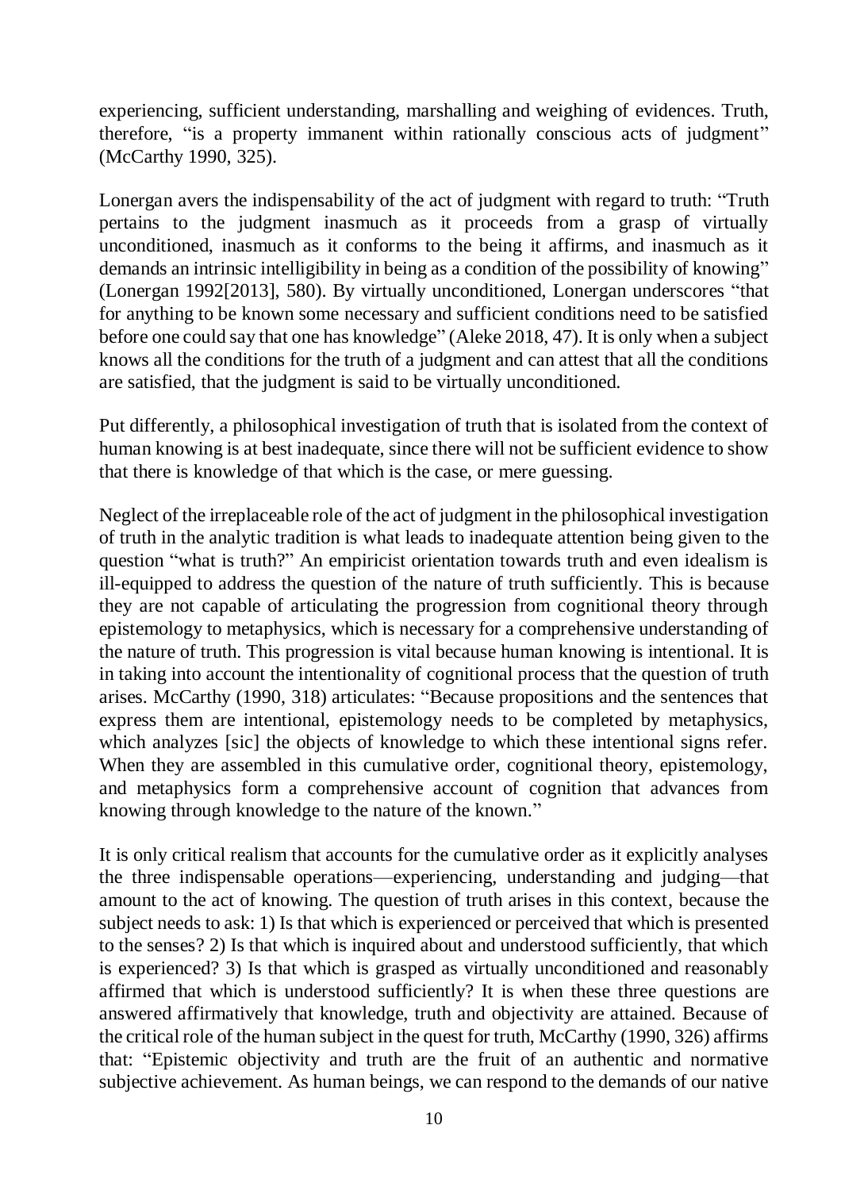experiencing, sufficient understanding, marshalling and weighing of evidences. Truth, therefore, "is a property immanent within rationally conscious acts of judgment" (McCarthy 1990, 325).

Lonergan avers the indispensability of the act of judgment with regard to truth: "Truth pertains to the judgment inasmuch as it proceeds from a grasp of virtually unconditioned, inasmuch as it conforms to the being it affirms, and inasmuch as it demands an intrinsic intelligibility in being as a condition of the possibility of knowing" (Lonergan 1992[2013], 580). By virtually unconditioned, Lonergan underscores "that for anything to be known some necessary and sufficient conditions need to be satisfied before one could say that one has knowledge" (Aleke 2018, 47). It is only when a subject knows all the conditions for the truth of a judgment and can attest that all the conditions are satisfied, that the judgment is said to be virtually unconditioned.

Put differently, a philosophical investigation of truth that is isolated from the context of human knowing is at best inadequate, since there will not be sufficient evidence to show that there is knowledge of that which is the case, or mere guessing.

Neglect of the irreplaceable role of the act of judgment in the philosophical investigation of truth in the analytic tradition is what leads to inadequate attention being given to the question "what is truth?" An empiricist orientation towards truth and even idealism is ill-equipped to address the question of the nature of truth sufficiently. This is because they are not capable of articulating the progression from cognitional theory through epistemology to metaphysics, which is necessary for a comprehensive understanding of the nature of truth. This progression is vital because human knowing is intentional. It is in taking into account the intentionality of cognitional process that the question of truth arises. McCarthy (1990, 318) articulates: "Because propositions and the sentences that express them are intentional, epistemology needs to be completed by metaphysics, which analyzes [sic] the objects of knowledge to which these intentional signs refer. When they are assembled in this cumulative order, cognitional theory, epistemology, and metaphysics form a comprehensive account of cognition that advances from knowing through knowledge to the nature of the known."

It is only critical realism that accounts for the cumulative order as it explicitly analyses the three indispensable operations—experiencing, understanding and judging—that amount to the act of knowing. The question of truth arises in this context, because the subject needs to ask: 1) Is that which is experienced or perceived that which is presented to the senses? 2) Is that which is inquired about and understood sufficiently, that which is experienced? 3) Is that which is grasped as virtually unconditioned and reasonably affirmed that which is understood sufficiently? It is when these three questions are answered affirmatively that knowledge, truth and objectivity are attained. Because of the critical role of the human subject in the quest for truth, McCarthy (1990, 326) affirms that: "Epistemic objectivity and truth are the fruit of an authentic and normative subjective achievement. As human beings, we can respond to the demands of our native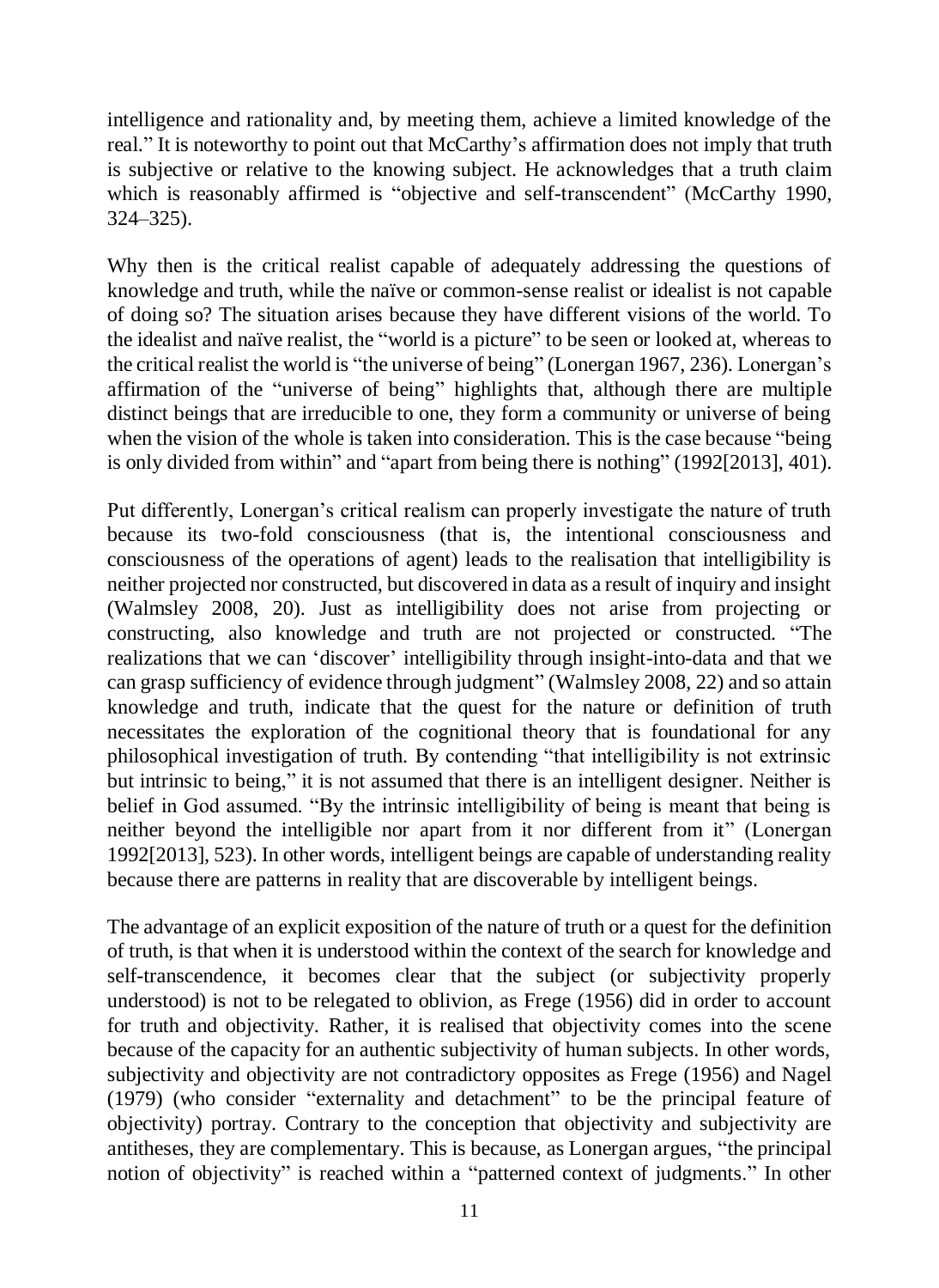intelligence and rationality and, by meeting them, achieve a limited knowledge of the real." It is noteworthy to point out that McCarthy's affirmation does not imply that truth is subjective or relative to the knowing subject. He acknowledges that a truth claim which is reasonably affirmed is "objective and self-transcendent" (McCarthy 1990, 324–325).

Why then is the critical realist capable of adequately addressing the questions of knowledge and truth, while the naïve or common-sense realist or idealist is not capable of doing so? The situation arises because they have different visions of the world. To the idealist and naïve realist, the "world is a picture" to be seen or looked at, whereas to the critical realist the world is "the universe of being" (Lonergan 1967, 236). Lonergan's affirmation of the "universe of being" highlights that, although there are multiple distinct beings that are irreducible to one, they form a community or universe of being when the vision of the whole is taken into consideration. This is the case because "being is only divided from within" and "apart from being there is nothing" (1992[2013], 401).

Put differently, Lonergan's critical realism can properly investigate the nature of truth because its two-fold consciousness (that is, the intentional consciousness and consciousness of the operations of agent) leads to the realisation that intelligibility is neither projected nor constructed, but discovered in data as a result of inquiry and insight (Walmsley 2008, 20). Just as intelligibility does not arise from projecting or constructing, also knowledge and truth are not projected or constructed. "The realizations that we can 'discover' intelligibility through insight-into-data and that we can grasp sufficiency of evidence through judgment" (Walmsley 2008, 22) and so attain knowledge and truth, indicate that the quest for the nature or definition of truth necessitates the exploration of the cognitional theory that is foundational for any philosophical investigation of truth. By contending "that intelligibility is not extrinsic but intrinsic to being," it is not assumed that there is an intelligent designer. Neither is belief in God assumed. "By the intrinsic intelligibility of being is meant that being is neither beyond the intelligible nor apart from it nor different from it" (Lonergan 1992[2013], 523). In other words, intelligent beings are capable of understanding reality because there are patterns in reality that are discoverable by intelligent beings.

The advantage of an explicit exposition of the nature of truth or a quest for the definition of truth, is that when it is understood within the context of the search for knowledge and self-transcendence, it becomes clear that the subject (or subjectivity properly understood) is not to be relegated to oblivion, as Frege (1956) did in order to account for truth and objectivity. Rather, it is realised that objectivity comes into the scene because of the capacity for an authentic subjectivity of human subjects. In other words, subjectivity and objectivity are not contradictory opposites as Frege (1956) and Nagel (1979) (who consider "externality and detachment" to be the principal feature of objectivity) portray. Contrary to the conception that objectivity and subjectivity are antitheses, they are complementary. This is because, as Lonergan argues, "the principal notion of objectivity" is reached within a "patterned context of judgments." In other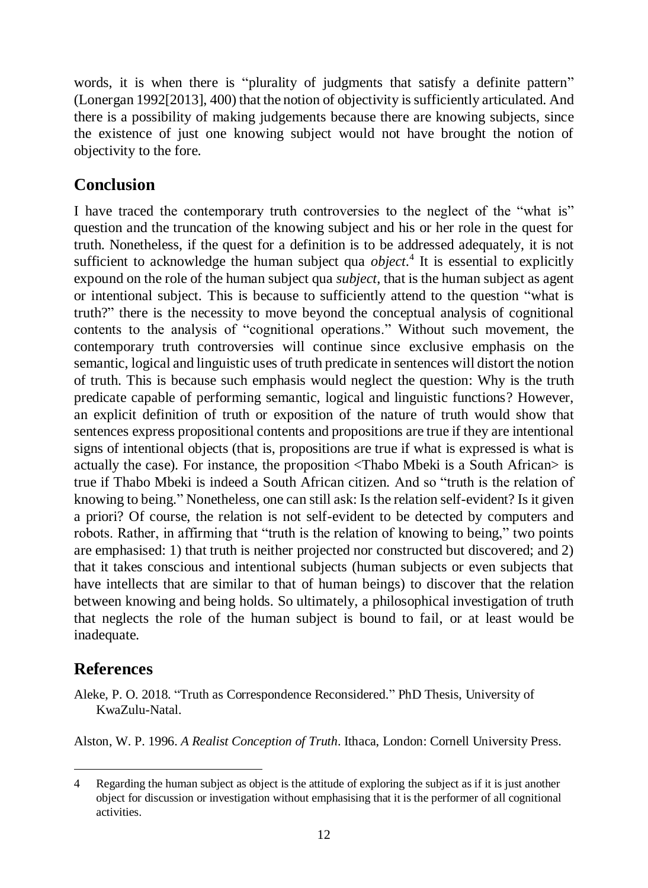words, it is when there is "plurality of judgments that satisfy a definite pattern" (Lonergan 1992[2013], 400) that the notion of objectivity is sufficiently articulated. And there is a possibility of making judgements because there are knowing subjects, since the existence of just one knowing subject would not have brought the notion of objectivity to the fore.

## Conclusion

I have traced the contemporary truth controversies to the neglect of the "what is" question and the truncation of the knowing subject and his or her role in the quest for truth. Nonetheless, if the quest for a definition is to be addressed adequately, it is not sufficient to acknowledge the human subject qua *object*.[4] It is essential to explicitly expound on the role of the human subject qua *subject*, that is the human subject as agent or intentional subject. This is because to sufficiently attend to the question "what is truth?" there is the necessity to move beyond the conceptual analysis of cognitional contents to the analysis of "cognitional operations." Without such movement, the contemporary truth controversies will continue since exclusive emphasis on the semantic, logical and linguistic uses of truth predicate in sentences will distort the notion of truth. This is because such emphasis would neglect the question: Why is the truth predicate capable of performing semantic, logical and linguistic functions? However, an explicit definition of truth or exposition of the nature of truth would show that sentences express propositional contents and propositions are true if they are intentional signs of intentional objects (that is, propositions are true if what is expressed is what is actually the case). For instance, the proposition <Thabo Mbeki is a South African> is true if Thabo Mbeki is indeed a South African citizen. And so "truth is the relation of knowing to being." Nonetheless, one can still ask: Is the relation self-evident? Is it given a priori? Of course, the relation is not self-evident to be detected by computers and robots. Rather, in affirming that "truth is the relation of knowing to being," two points are emphasised: 1) that truth is neither projected nor constructed but discovered; and 2) that it takes conscious and intentional subjects (human subjects or even subjects that have intellects that are similar to that of human beings) to discover that the relation between knowing and being holds. So ultimately, a philosophical investigation of truth that neglects the role of the human subject is bound to fail, or at least would be inadequate.

## References

Aleke, P. O. 2018. "Truth as Correspondence Reconsidered." PhD Thesis, University of KwaZulu-Natal.

Alston, W. P. 1996. *A Realist Conception of Truth*. Ithaca, London: Cornell University Press.

---

4 Regarding the human subject as object is the attitude of exploring the subject as if it is just another object for discussion or investigation without emphasising that it is the performer of all cognitional activities.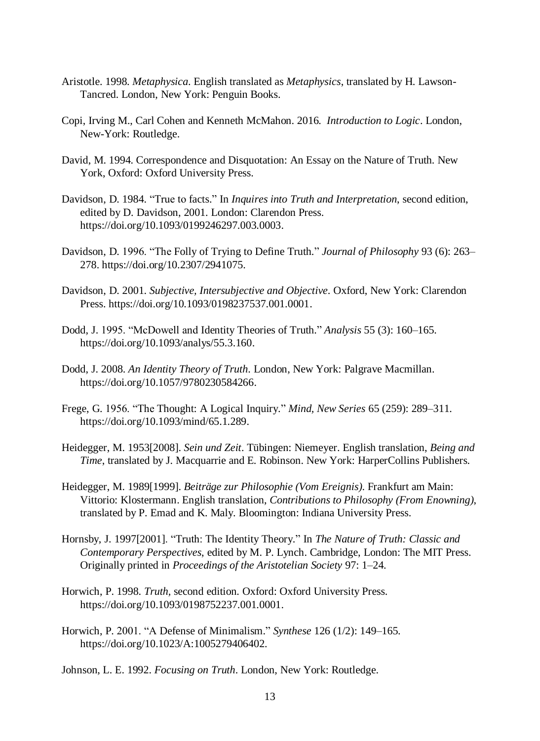Aristotle. 1998. *Metaphysica*. English translated as *Metaphysics*, translated by H. Lawson-Tancred. London, New York: Penguin Books.

Copi, Irving M., Carl Cohen and Kenneth McMahon. 2016. *Introduction to Logic*. London, New-York: Routledge.

David, M. 1994. Correspondence and Disquotation: An Essay on the Nature of Truth. New York, Oxford: Oxford University Press.

Davidson, D. 1984. "True to facts." In *Inquires into Truth and Interpretation*, second edition, edited by D. Davidson, 2001. London: Clarendon Press. https://doi.org/10.1093/0199246297.003.0003.

Davidson, D. 1996. "The Folly of Trying to Define Truth." *Journal of Philosophy* 93 (6): 263–278. https://doi.org/10.2307/2941075.

Davidson, D. 2001. *Subjective, Intersubjective and Objective*. Oxford, New York: Clarendon Press. https://doi.org/10.1093/0198237537.001.0001.

Dodd, J. 1995. "McDowell and Identity Theories of Truth." *Analysis* 55 (3): 160–165. https://doi.org/10.1093/analys/55.3.160.

Dodd, J. 2008. *An Identity Theory of Truth*. London, New York: Palgrave Macmillan. https://doi.org/10.1057/9780230584266.

Frege, G. 1956. "The Thought: A Logical Inquiry." *Mind, New Series* 65 (259): 289–311. https://doi.org/10.1093/mind/65.1.289.

Heidegger, M. 1953[2008]. *Sein und Zeit*. Tübingen: Niemeyer. English translation, *Being and Time*, translated by J. Macquarrie and E. Robinson. New York: HarperCollins Publishers.

Heidegger, M. 1989[1999]. *Beiträge zur Philosophie (Vom Ereignis)*. Frankfurt am Main: Vittorio: Klostermann. English translation, *Contributions to Philosophy (From Enowning)*, translated by P. Emad and K. Maly. Bloomington: Indiana University Press.

Hornsby, J. 1997[2001]. "Truth: The Identity Theory." In *The Nature of Truth: Classic and Contemporary Perspectives*, edited by M. P. Lynch. Cambridge, London: The MIT Press. Originally printed in *Proceedings of the Aristotelian Society* 97: 1–24.

Horwich, P. 1998. *Truth*, second edition. Oxford: Oxford University Press. https://doi.org/10.1093/0198752237.001.0001.

Horwich, P. 2001. "A Defense of Minimalism." *Synthese* 126 (1/2): 149–165. https://doi.org/10.1023/A:1005279406402.

Johnson, L. E. 1992. *Focusing on Truth*. London, New York: Routledge.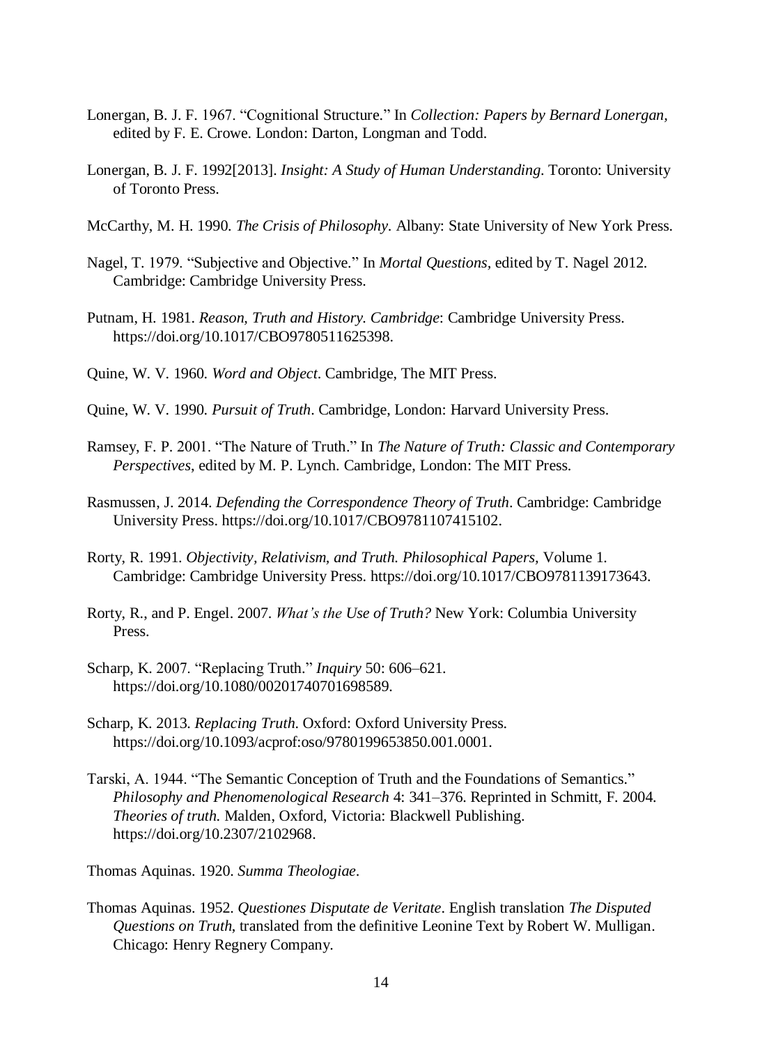Lonergan, B. J. F. 1967. "Cognitional Structure." In *Collection: Papers by Bernard Lonergan*, edited by F. E. Crowe. London: Darton, Longman and Todd.

Lonergan, B. J. F. 1992[2013]. *Insight: A Study of Human Understanding*. Toronto: University of Toronto Press.

McCarthy, M. H. 1990. *The Crisis of Philosophy*. Albany: State University of New York Press.

Nagel, T. 1979. "Subjective and Objective." In *Mortal Questions*, edited by T. Nagel 2012. Cambridge: Cambridge University Press.

Putnam, H. 1981. *Reason, Truth and History. Cambridge*: Cambridge University Press. https://doi.org/10.1017/CBO9780511625398.

Quine, W. V. 1960. *Word and Object*. Cambridge, The MIT Press.

Quine, W. V. 1990. *Pursuit of Truth*. Cambridge, London: Harvard University Press.

Ramsey, F. P. 2001. "The Nature of Truth." In *The Nature of Truth: Classic and Contemporary Perspectives*, edited by M. P. Lynch. Cambridge, London: The MIT Press.

Rasmussen, J. 2014. *Defending the Correspondence Theory of Truth*. Cambridge: Cambridge University Press. https://doi.org/10.1017/CBO9781107415102.

Rorty, R. 1991. *Objectivity, Relativism, and Truth. Philosophical Papers,* Volume 1. Cambridge: Cambridge University Press. https://doi.org/10.1017/CBO9781139173643.

Rorty, R., and P. Engel. 2007. *What's the Use of Truth?* New York: Columbia University Press.

Scharp, K. 2007. "Replacing Truth." *Inquiry* 50: 606–621. https://doi.org/10.1080/00201740701698589.

Scharp, K. 2013. *Replacing Truth*. Oxford: Oxford University Press. https://doi.org/10.1093/acprof:oso/9780199653850.001.0001.

Tarski, A. 1944. "The Semantic Conception of Truth and the Foundations of Semantics." *Philosophy and Phenomenological Research* 4: 341–376. Reprinted in Schmitt, F. 2004. *Theories of truth*. Malden, Oxford, Victoria: Blackwell Publishing. https://doi.org/10.2307/2102968.

Thomas Aquinas. 1920. *Summa Theologiae*.

Thomas Aquinas. 1952. *Questiones Disputate de Veritate*. English translation *The Disputed Questions on Truth*, translated from the definitive Leonine Text by Robert W. Mulligan. Chicago: Henry Regnery Company.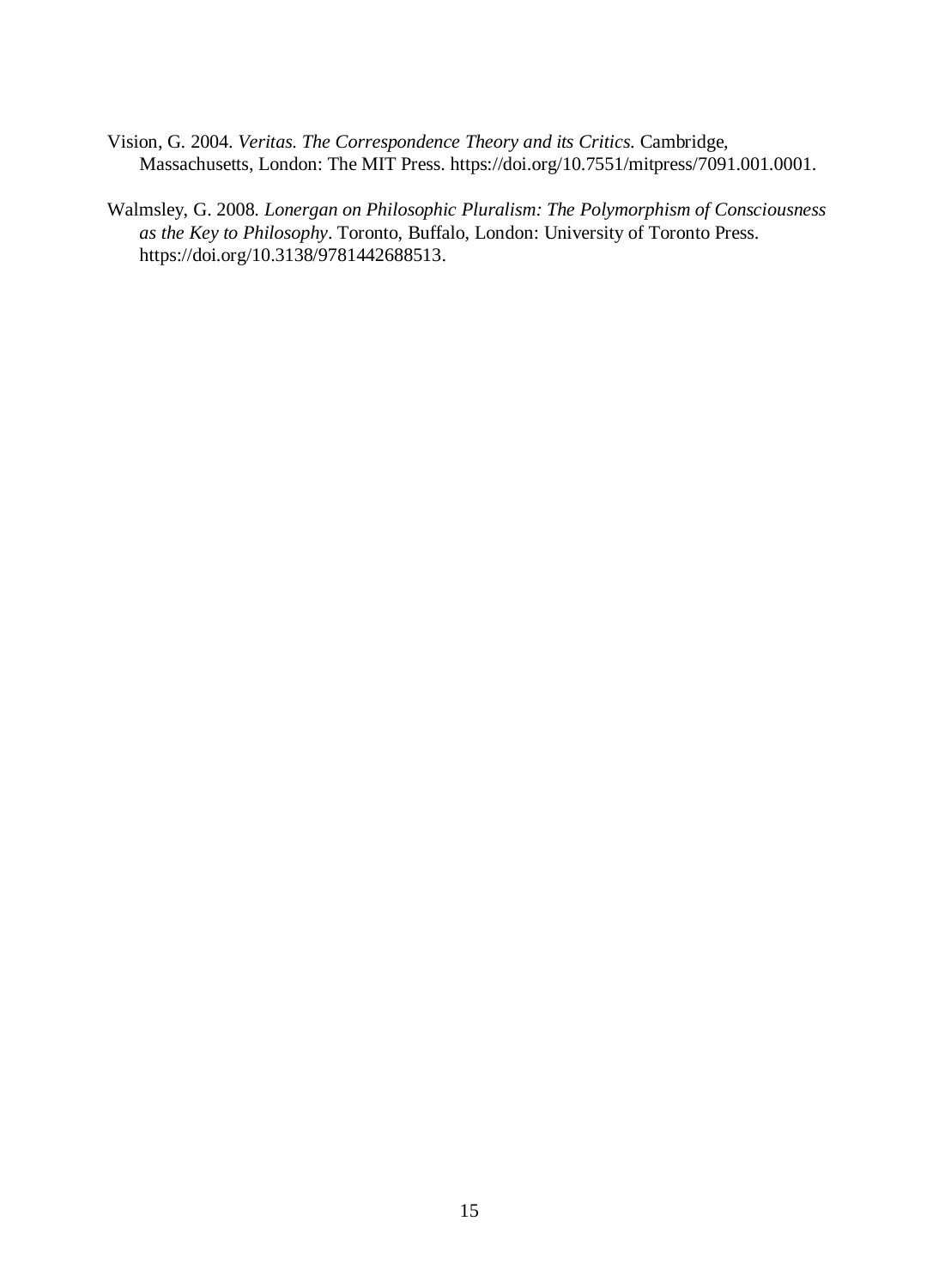Vision, G. 2004. *Veritas. The Correspondence Theory and its Critics.* Cambridge, Massachusetts, London: The MIT Press. https://doi.org/10.7551/mitpress/7091.001.0001.

Walmsley, G. 2008. *Lonergan on Philosophic Pluralism: The Polymorphism of Consciousness as the Key to Philosophy*. Toronto, Buffalo, London: University of Toronto Press. https://doi.org/10.3138/9781442688513.